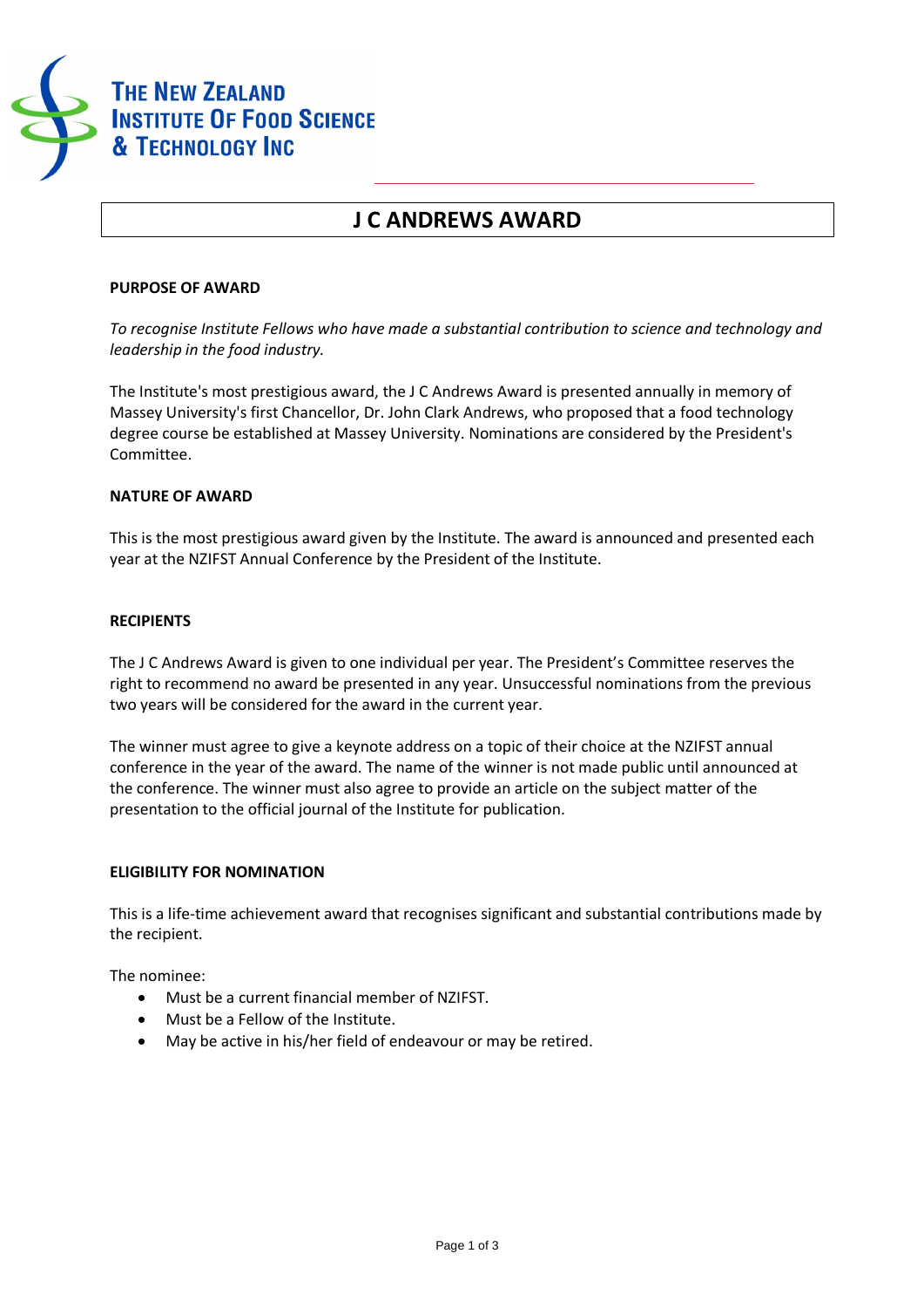The New Zealand Institute Of Food Science & Technology Inc

# J C ANDREWS AWARD

## PURPOSE OF AWARD

*To recognise Institute Fellows who have made a substantial contribution to science and technology and leadership in the food industry.*

The Institute's most prestigious award, the J C Andrews Award is presented annually in memory of Massey University's first Chancellor, Dr. John Clark Andrews, who proposed that a food technology degree course be established at Massey University. Nominations are considered by the President's Committee.

## NATURE OF AWARD

This is the most prestigious award given by the Institute. The award is announced and presented each year at the NZIFST Annual Conference by the President of the Institute.

## RECIPIENTS

The J C Andrews Award is given to one individual per year. The President's Committee reserves the right to recommend no award be presented in any year. Unsuccessful nominations from the previous two years will be considered for the award in the current year.

The winner must agree to give a keynote address on a topic of their choice at the NZIFST annual conference in the year of the award. The name of the winner is not made public until announced at the conference. The winner must also agree to provide an article on the subject matter of the presentation to the official journal of the Institute for publication.

## ELIGIBILITY FOR NOMINATION

This is a life-time achievement award that recognises significant and substantial contributions made by the recipient.

The nominee:

- Must be a current financial member of NZIFST.
- Must be a Fellow of the Institute.
- May be active in his/her field of endeavour or may be retired.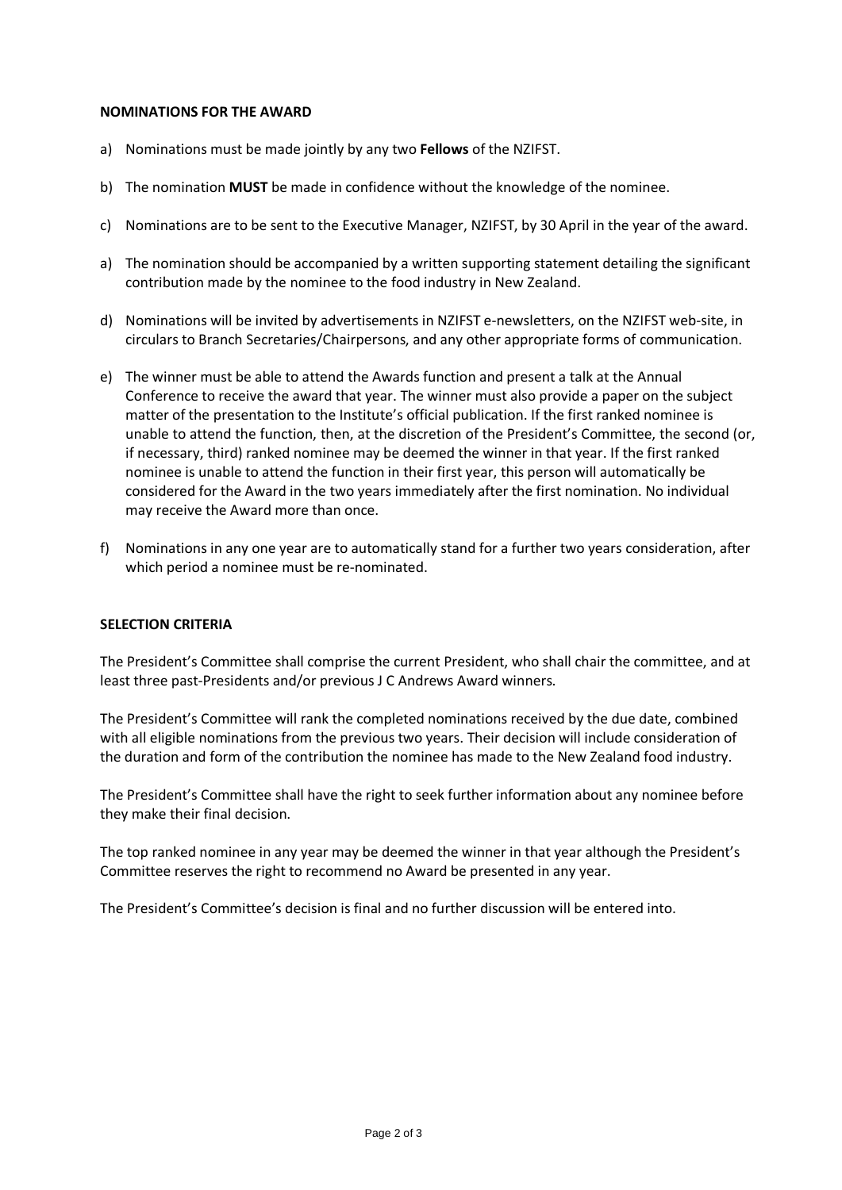**NOMINATIONS FOR THE AWARD**

a) Nominations must be made jointly by any two **Fellows** of the NZIFST.

b) The nomination **MUST** be made in confidence without the knowledge of the nominee.

c) Nominations are to be sent to the Executive Manager, NZIFST, by 30 April in the year of the award.

a) The nomination should be accompanied by a written supporting statement detailing the significant contribution made by the nominee to the food industry in New Zealand.

d) Nominations will be invited by advertisements in NZIFST e-newsletters, on the NZIFST web-site, in circulars to Branch Secretaries/Chairpersons, and any other appropriate forms of communication.

e) The winner must be able to attend the Awards function and present a talk at the Annual Conference to receive the award that year. The winner must also provide a paper on the subject matter of the presentation to the Institute's official publication. If the first ranked nominee is unable to attend the function, then, at the discretion of the President's Committee, the second (or, if necessary, third) ranked nominee may be deemed the winner in that year. If the first ranked nominee is unable to attend the function in their first year, this person will automatically be considered for the Award in the two years immediately after the first nomination. No individual may receive the Award more than once.

f) Nominations in any one year are to automatically stand for a further two years consideration, after which period a nominee must be re-nominated.

**SELECTION CRITERIA**

The President's Committee shall comprise the current President, who shall chair the committee, and at least three past-Presidents and/or previous J C Andrews Award winners.

The President's Committee will rank the completed nominations received by the due date, combined with all eligible nominations from the previous two years. Their decision will include consideration of the duration and form of the contribution the nominee has made to the New Zealand food industry.

The President's Committee shall have the right to seek further information about any nominee before they make their final decision.

The top ranked nominee in any year may be deemed the winner in that year although the President's Committee reserves the right to recommend no Award be presented in any year.

The President's Committee's decision is final and no further discussion will be entered into.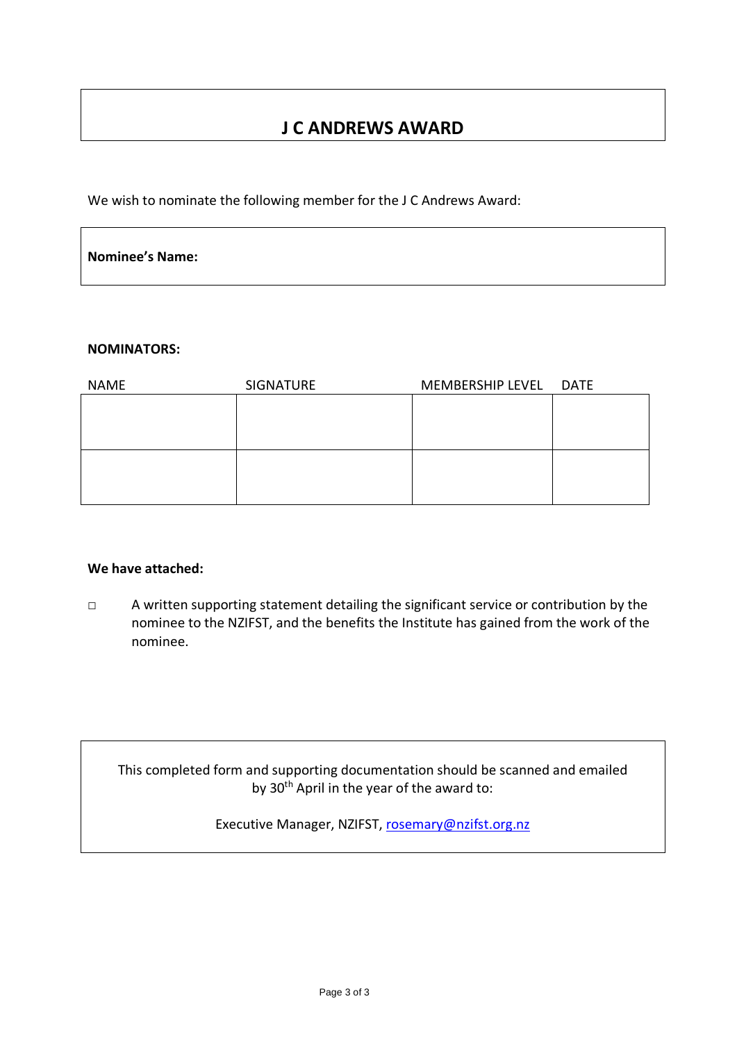# J C ANDREWS AWARD

We wish to nominate the following member for the J C Andrews Award:

**Nominee's Name:**

**NOMINATORS:**

| NAME | SIGNATURE | MEMBERSHIP LEVEL | DATE |
|---|---|---|---|
| | | | |
| | | | |

**We have attached:**

□ A written supporting statement detailing the significant service or contribution by the nominee to the NZIFST, and the benefits the Institute has gained from the work of the nominee.

This completed form and supporting documentation should be scanned and emailed by 30th April in the year of the award to:

Executive Manager, NZIFST, rosemary@nzifst.org.nz